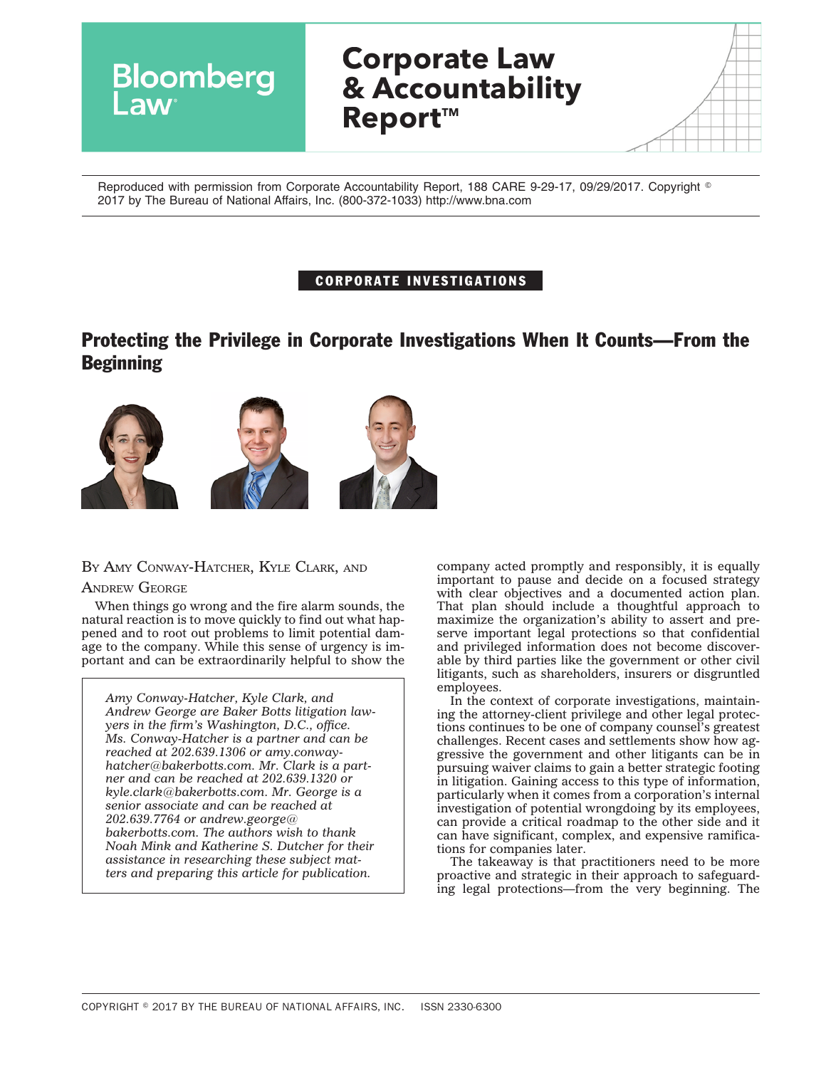Bloomberg Law

# Corporate Law & Accountability Report™

Reproduced with permission from Corporate Accountability Report, 188 CARE 9-29-17, 09/29/2017. Copyright © 2017 by The Bureau of National Affairs, Inc. (800-372-1033) http://www.bna.com

**CORPORATE INVESTIGATIONS**

## Protecting the Privilege in Corporate Investigations When It Counts—From the Beginning

BY AMY CONWAY-HATCHER, KYLE CLARK, AND ANDREW GEORGE

When things go wrong and the fire alarm sounds, the natural reaction is to move quickly to find out what happened and to root out problems to limit potential damage to the company. While this sense of urgency is important and can be extraordinarily helpful to show the company acted promptly and responsibly, it is equally important to pause and decide on a focused strategy with clear objectives and a documented action plan. That plan should include a thoughtful approach to maximize the organization's ability to assert and preserve important legal protections so that confidential and privileged information does not become discoverable by third parties like the government or other civil litigants, such as shareholders, insurers or disgruntled employees.

*Amy Conway-Hatcher, Kyle Clark, and Andrew George are Baker Botts litigation lawyers in the firm's Washington, D.C., office. Ms. Conway-Hatcher is a partner and can be reached at 202.639.1306 or amy.conway-hatcher@bakerbotts.com. Mr. Clark is a partner and can be reached at 202.639.1320 or kyle.clark@bakerbotts.com. Mr. George is a senior associate and can be reached at 202.639.7764 or andrew.george@bakerbotts.com. The authors wish to thank Noah Mink and Katherine S. Dutcher for their assistance in researching these subject matters and preparing this article for publication.*

In the context of corporate investigations, maintaining the attorney-client privilege and other legal protections continues to be one of company counsel's greatest challenges. Recent cases and settlements show how aggressive the government and other litigants can be in pursuing waiver claims to gain a better strategic footing in litigation. Gaining access to this type of information, particularly when it comes from a corporation's internal investigation of potential wrongdoing by its employees, can provide a critical roadmap to the other side and it can have significant, complex, and expensive ramifications for companies later.

The takeaway is that practitioners need to be more proactive and strategic in their approach to safeguarding legal protections—from the very beginning. The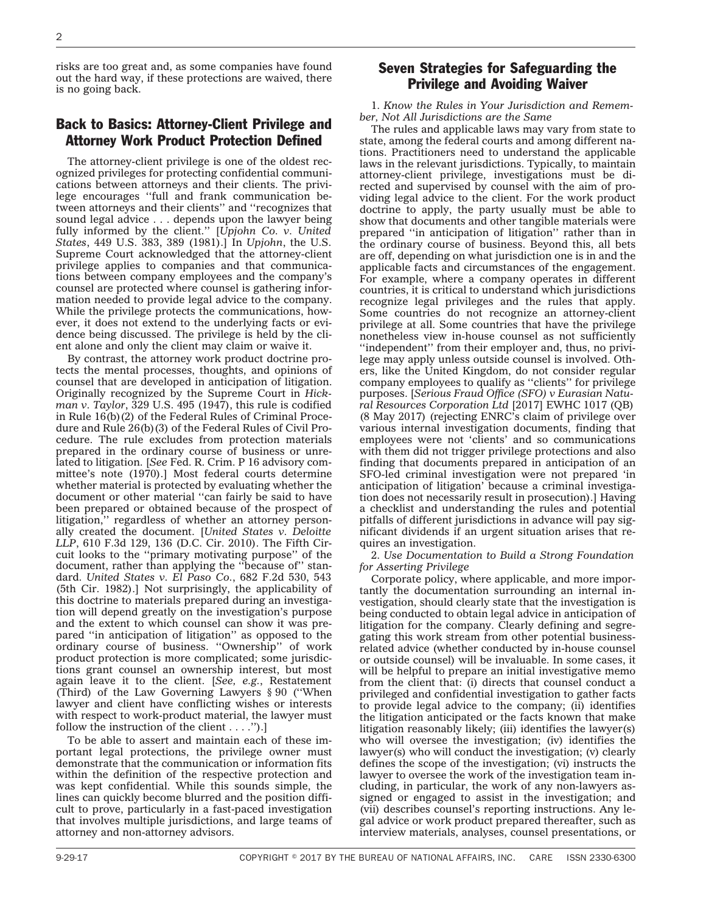risks are too great and, as some companies have found out the hard way, if these protections are waived, there is no going back.

## Back to Basics: Attorney-Client Privilege and Attorney Work Product Protection Defined

The attorney-client privilege is one of the oldest recognized privileges for protecting confidential communications between attorneys and their clients. The privilege encourages ''full and frank communication between attorneys and their clients'' and ''recognizes that sound legal advice . . . depends upon the lawyer being fully informed by the client.'' [*Upjohn Co. v. United States*, 449 U.S. 383, 389 (1981).] In *Upjohn*, the U.S. Supreme Court acknowledged that the attorney-client privilege applies to companies and that communications between company employees and the company's counsel are protected where counsel is gathering information needed to provide legal advice to the company. While the privilege protects the communications, however, it does not extend to the underlying facts or evidence being discussed. The privilege is held by the client alone and only the client may claim or waive it.

By contrast, the attorney work product doctrine protects the mental processes, thoughts, and opinions of counsel that are developed in anticipation of litigation. Originally recognized by the Supreme Court in *Hickman v. Taylor*, 329 U.S. 495 (1947), this rule is codified in Rule 16(b)(2) of the Federal Rules of Criminal Procedure and Rule 26(b)(3) of the Federal Rules of Civil Procedure. The rule excludes from protection materials prepared in the ordinary course of business or unrelated to litigation. [*See* Fed. R. Crim. P 16 advisory committee's note (1970).] Most federal courts determine whether material is protected by evaluating whether the document or other material ''can fairly be said to have been prepared or obtained because of the prospect of litigation,'' regardless of whether an attorney personally created the document. [*United States v. Deloitte LLP*, 610 F.3d 129, 136 (D.C. Cir. 2010). The Fifth Circuit looks to the ''primary motivating purpose'' of the document, rather than applying the ''because of'' standard. *United States v. El Paso Co.*, 682 F.2d 530, 543 (5th Cir. 1982).] Not surprisingly, the applicability of this doctrine to materials prepared during an investigation will depend greatly on the investigation's purpose and the extent to which counsel can show it was prepared ''in anticipation of litigation'' as opposed to the ordinary course of business. ''Ownership'' of work product protection is more complicated; some jurisdictions grant counsel an ownership interest, but most again leave it to the client. [*See, e.g.*, Restatement (Third) of the Law Governing Lawyers § 90 (''When lawyer and client have conflicting wishes or interests with respect to work-product material, the lawyer must follow the instruction of the client . . . .'').]

To be able to assert and maintain each of these important legal protections, the privilege owner must demonstrate that the communication or information fits within the definition of the respective protection and was kept confidential. While this sounds simple, the lines can quickly become blurred and the position difficult to prove, particularly in a fast-paced investigation that involves multiple jurisdictions, and large teams of attorney and non-attorney advisors.

## Seven Strategies for Safeguarding the Privilege and Avoiding Waiver

1. *Know the Rules in Your Jurisdiction and Remember, Not All Jurisdictions are the Same*

The rules and applicable laws may vary from state to state, among the federal courts and among different nations. Practitioners need to understand the applicable laws in the relevant jurisdictions. Typically, to maintain attorney-client privilege, investigations must be directed and supervised by counsel with the aim of providing legal advice to the client. For the work product doctrine to apply, the party usually must be able to show that documents and other tangible materials were prepared ''in anticipation of litigation'' rather than in the ordinary course of business. Beyond this, all bets are off, depending on what jurisdiction one is in and the applicable facts and circumstances of the engagement. For example, where a company operates in different countries, it is critical to understand which jurisdictions recognize legal privileges and the rules that apply. Some countries do not recognize an attorney-client privilege at all. Some countries that have the privilege nonetheless view in-house counsel as not sufficiently ''independent'' from their employer and, thus, no privilege may apply unless outside counsel is involved. Others, like the United Kingdom, do not consider regular company employees to qualify as ''clients'' for privilege purposes. [*Serious Fraud Office (SFO) v Eurasian Natural Resources Corporation Ltd* [2017] EWHC 1017 (QB) (8 May 2017) (rejecting ENRC's claim of privilege over various internal investigation documents, finding that employees were not 'clients' and so communications with them did not trigger privilege protections and also finding that documents prepared in anticipation of an SFO-led criminal investigation were not prepared 'in anticipation of litigation' because a criminal investigation does not necessarily result in prosecution).] Having a checklist and understanding the rules and potential pitfalls of different jurisdictions in advance will pay significant dividends if an urgent situation arises that requires an investigation.

2. *Use Documentation to Build a Strong Foundation for Asserting Privilege*

Corporate policy, where applicable, and more importantly the documentation surrounding an internal investigation, should clearly state that the investigation is being conducted to obtain legal advice in anticipation of litigation for the company. Clearly defining and segregating this work stream from other potential business-related advice (whether conducted by in-house counsel or outside counsel) will be invaluable. In some cases, it will be helpful to prepare an initial investigative memo from the client that: (i) directs that counsel conduct a privileged and confidential investigation to gather facts to provide legal advice to the company; (ii) identifies the litigation anticipated or the facts known that make litigation reasonably likely; (iii) identifies the lawyer(s) who will oversee the investigation; (iv) identifies the lawyer(s) who will conduct the investigation; (v) clearly defines the scope of the investigation; (vi) instructs the lawyer to oversee the work of the investigation team including, in particular, the work of any non-lawyers assigned or engaged to assist in the investigation; and (vii) describes counsel's reporting instructions. Any legal advice or work product prepared thereafter, such as interview materials, analyses, counsel presentations, or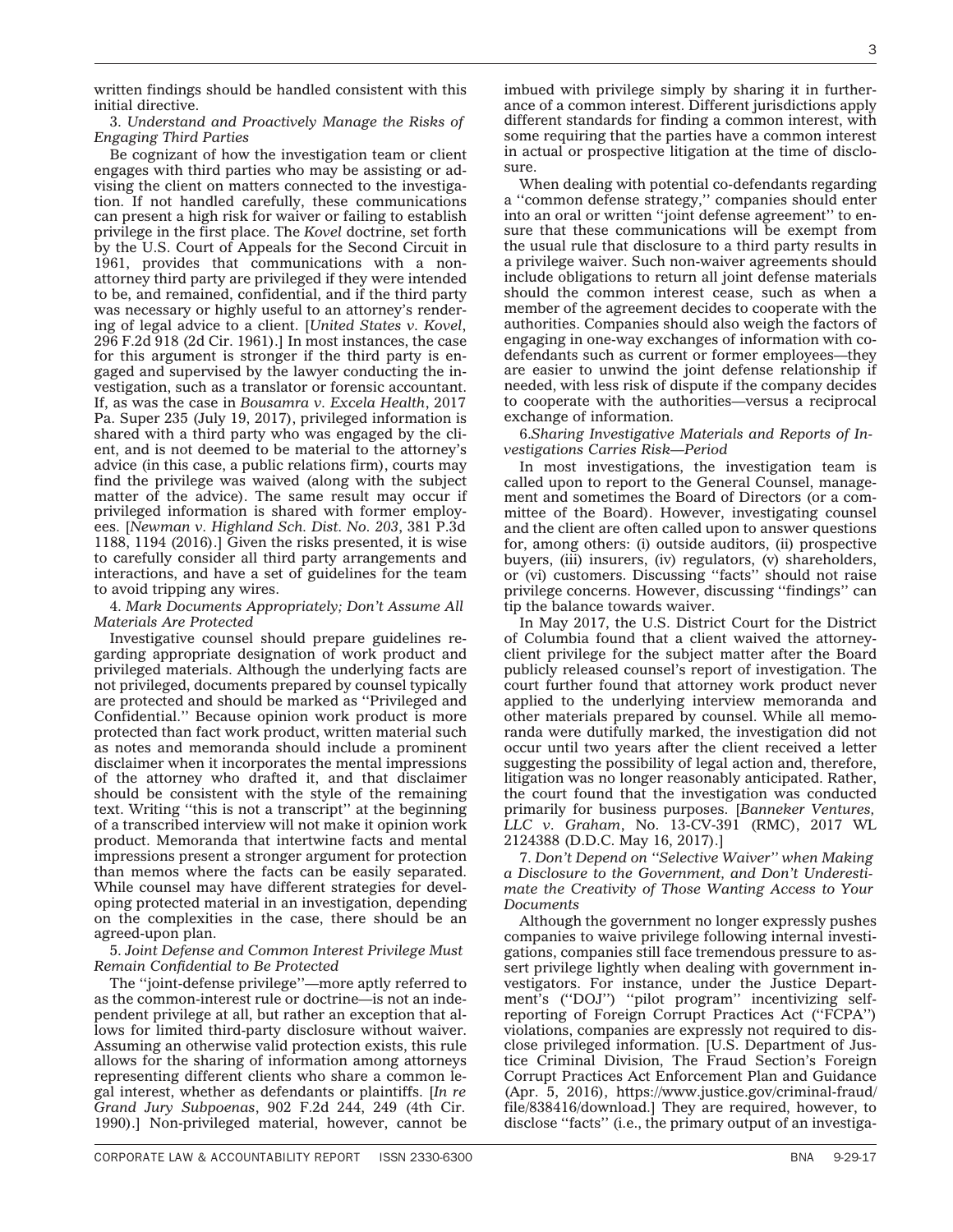written findings should be handled consistent with this initial directive.

3. *Understand and Proactively Manage the Risks of Engaging Third Parties*

Be cognizant of how the investigation team or client engages with third parties who may be assisting or advising the client on matters connected to the investigation. If not handled carefully, these communications can present a high risk for waiver or failing to establish privilege in the first place. The *Kovel* doctrine, set forth by the U.S. Court of Appeals for the Second Circuit in 1961, provides that communications with a non-attorney third party are privileged if they were intended to be, and remained, confidential, and if the third party was necessary or highly useful to an attorney's rendering of legal advice to a client. [*United States v. Kovel*, 296 F.2d 918 (2d Cir. 1961).] In most instances, the case for this argument is stronger if the third party is engaged and supervised by the lawyer conducting the investigation, such as a translator or forensic accountant. If, as was the case in *Bousamra v. Excela Health*, 2017 Pa. Super 235 (July 19, 2017), privileged information is shared with a third party who was engaged by the client, and is not deemed to be material to the attorney's advice (in this case, a public relations firm), courts may find the privilege was waived (along with the subject matter of the advice). The same result may occur if privileged information is shared with former employees. [*Newman v. Highland Sch. Dist. No. 203*, 381 P.3d 1188, 1194 (2016).] Given the risks presented, it is wise to carefully consider all third party arrangements and interactions, and have a set of guidelines for the team to avoid tripping any wires.

4. *Mark Documents Appropriately; Don't Assume All Materials Are Protected*

Investigative counsel should prepare guidelines regarding appropriate designation of work product and privileged materials. Although the underlying facts are not privileged, documents prepared by counsel typically are protected and should be marked as ''Privileged and Confidential.'' Because opinion work product is more protected than fact work product, written material such as notes and memoranda should include a prominent disclaimer when it incorporates the mental impressions of the attorney who drafted it, and that disclaimer should be consistent with the style of the remaining text. Writing ''this is not a transcript'' at the beginning of a transcribed interview will not make it opinion work product. Memoranda that intertwine facts and mental impressions present a stronger argument for protection than memos where the facts can be easily separated. While counsel may have different strategies for developing protected material in an investigation, depending on the complexities in the case, there should be an agreed-upon plan.

5. *Joint Defense and Common Interest Privilege Must Remain Confidential to Be Protected*

The ''joint-defense privilege''—more aptly referred to as the common-interest rule or doctrine—is not an independent privilege at all, but rather an exception that allows for limited third-party disclosure without waiver. Assuming an otherwise valid protection exists, this rule allows for the sharing of information among attorneys representing different clients who share a common legal interest, whether as defendants or plaintiffs. [*In re Grand Jury Subpoenas*, 902 F.2d 244, 249 (4th Cir. 1990).] Non-privileged material, however, cannot be imbued with privilege simply by sharing it in furtherance of a common interest. Different jurisdictions apply different standards for finding a common interest, with some requiring that the parties have a common interest in actual or prospective litigation at the time of disclosure.

When dealing with potential co-defendants regarding a ''common defense strategy,'' companies should enter into an oral or written ''joint defense agreement'' to ensure that these communications will be exempt from the usual rule that disclosure to a third party results in a privilege waiver. Such non-waiver agreements should include obligations to return all joint defense materials should the common interest cease, such as when a member of the agreement decides to cooperate with the authorities. Companies should also weigh the factors of engaging in one-way exchanges of information with co-defendants such as current or former employees—they are easier to unwind the joint defense relationship if needed, with less risk of dispute if the company decides to cooperate with the authorities—versus a reciprocal exchange of information.

6.*Sharing Investigative Materials and Reports of Investigations Carries Risk—Period*

In most investigations, the investigation team is called upon to report to the General Counsel, management and sometimes the Board of Directors (or a committee of the Board). However, investigating counsel and the client are often called upon to answer questions for, among others: (i) outside auditors, (ii) prospective buyers, (iii) insurers, (iv) regulators, (v) shareholders, or (vi) customers. Discussing ''facts'' should not raise privilege concerns. However, discussing ''findings'' can tip the balance towards waiver.

In May 2017, the U.S. District Court for the District of Columbia found that a client waived the attorney-client privilege for the subject matter after the Board publicly released counsel's report of investigation. The court further found that attorney work product never applied to the underlying interview memoranda and other materials prepared by counsel. While all memoranda were dutifully marked, the investigation did not occur until two years after the client received a letter suggesting the possibility of legal action and, therefore, litigation was no longer reasonably anticipated. Rather, the court found that the investigation was conducted primarily for business purposes. [*Banneker Ventures, LLC v. Graham*, No. 13-CV-391 (RMC), 2017 WL 2124388 (D.D.C. May 16, 2017).]

7. *Don't Depend on ''Selective Waiver'' when Making a Disclosure to the Government, and Don't Underestimate the Creativity of Those Wanting Access to Your Documents*

Although the government no longer expressly pushes companies to waive privilege following internal investigations, companies still face tremendous pressure to assert privilege lightly when dealing with government investigators. For instance, under the Justice Department's (''DOJ'') ''pilot program'' incentivizing self-reporting of Foreign Corrupt Practices Act (''FCPA'') violations, companies are expressly not required to disclose privileged information. [U.S. Department of Justice Criminal Division, The Fraud Section's Foreign Corrupt Practices Act Enforcement Plan and Guidance (Apr. 5, 2016), https://www.justice.gov/criminal-fraud/file/838416/download.] They are required, however, to disclose ''facts'' (i.e., the primary output of an investiga-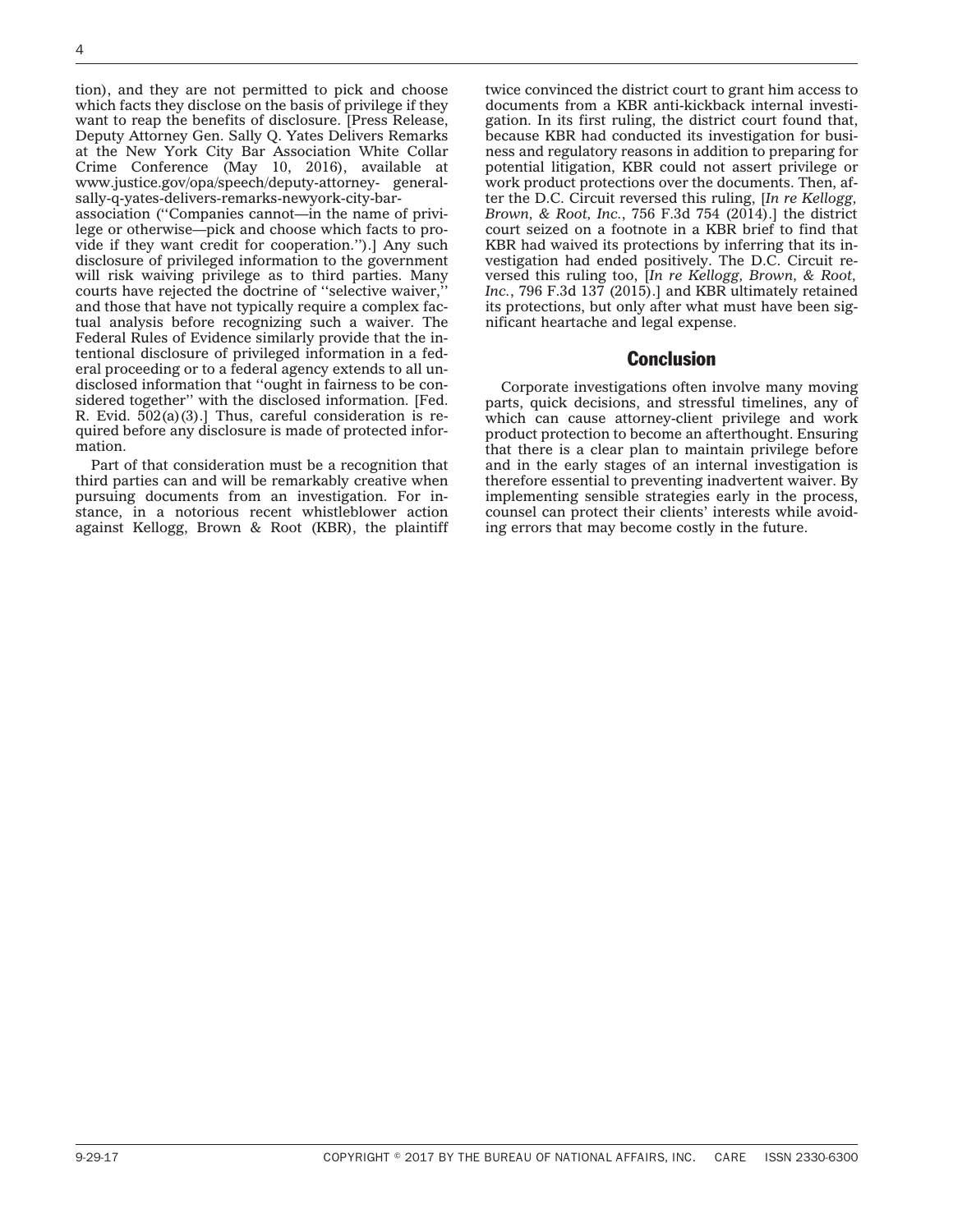tion), and they are not permitted to pick and choose which facts they disclose on the basis of privilege if they want to reap the benefits of disclosure. [Press Release, Deputy Attorney Gen. Sally Q. Yates Delivers Remarks at the New York City Bar Association White Collar Crime Conference (May 10, 2016), available at www.justice.gov/opa/speech/deputy-attorney- general-sally-q-yates-delivers-remarks-newyork-city-bar-association (''Companies cannot—in the name of privilege or otherwise—pick and choose which facts to provide if they want credit for cooperation.'').] Any such disclosure of privileged information to the government will risk waiving privilege as to third parties. Many courts have rejected the doctrine of ''selective waiver,'' and those that have not typically require a complex factual analysis before recognizing such a waiver. The Federal Rules of Evidence similarly provide that the intentional disclosure of privileged information in a federal proceeding or to a federal agency extends to all undisclosed information that ''ought in fairness to be considered together'' with the disclosed information. [Fed. R. Evid. 502(a)(3).] Thus, careful consideration is required before any disclosure is made of protected information.

Part of that consideration must be a recognition that third parties can and will be remarkably creative when pursuing documents from an investigation. For instance, in a notorious recent whistleblower action against Kellogg, Brown & Root (KBR), the plaintiff twice convinced the district court to grant him access to documents from a KBR anti-kickback internal investigation. In its first ruling, the district court found that, because KBR had conducted its investigation for business and regulatory reasons in addition to preparing for potential litigation, KBR could not assert privilege or work product protections over the documents. Then, after the D.C. Circuit reversed this ruling, [*In re Kellogg, Brown, & Root, Inc.*, 756 F.3d 754 (2014).] the district court seized on a footnote in a KBR brief to find that KBR had waived its protections by inferring that its investigation had ended positively. The D.C. Circuit reversed this ruling too, [*In re Kellogg, Brown, & Root, Inc.*, 796 F.3d 137 (2015).] and KBR ultimately retained its protections, but only after what must have been significant heartache and legal expense.

## Conclusion

Corporate investigations often involve many moving parts, quick decisions, and stressful timelines, any of which can cause attorney-client privilege and work product protection to become an afterthought. Ensuring that there is a clear plan to maintain privilege before and in the early stages of an internal investigation is therefore essential to preventing inadvertent waiver. By implementing sensible strategies early in the process, counsel can protect their clients' interests while avoiding errors that may become costly in the future.